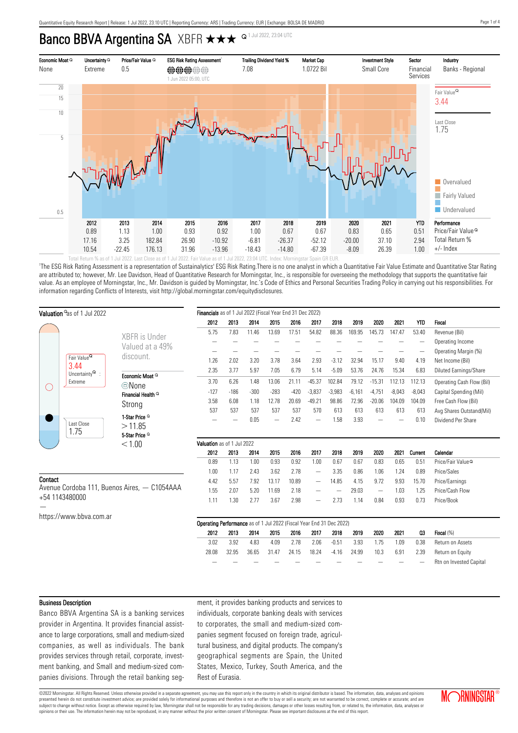# Banco BBVA Argentina SA XBFR ★★★

1 Jul 2022, 23:04 UTC

| Economic Moat | Uncertainty | Price/Fair Value | ESG Risk Rating Assessment[1] | Trailing Dividend Yield % | Market Cap | Investment Style | Sector | Industry |
|---|---|---|---|---|---|---|---|---|
| None | Extreme | 0.5 | 1 Jun 2022 05:00, UTC | 7.08 | 1.0722 Bil | Small Core | Financial Services | Banks - Regional |

Fair Value 3.44

Last Close 1.75

Overvalued / Fairly Valued / Undervalued

| | 2012 | 2013 | 2014 | 2015 | 2016 | 2017 | 2018 | 2019 | 2020 | 2021 | YTD | Performance |
|---|---|---|---|---|---|---|---|---|---|---|---|---|
| | 0.89 | 1.13 | 1.00 | 0.93 | 0.92 | 1.00 | 0.67 | 0.67 | 0.83 | 0.65 | 0.51 | Price/Fair Value |
| | 17.16 | 3.25 | 182.84 | 26.90 | -10.92 | -6.81 | -26.37 | -52.12 | -20.00 | 37.10 | 2.94 | Total Return % |
| | 10.54 | -22.45 | 176.13 | 31.96 | -13.96 | -18.43 | -14.80 | -67.39 | -8.09 | 26.39 | 1.00 | +/- Index |

Total Return % as of 1 Jul 2022. Last Close as of 1 Jul 2022. Fair Value as of 1 Jul 2022, 23:04 UTC. Index: Morningstar Spain GR EUR.

[1]The ESG Risk Rating Assessment is a representation of Sustainalytics' ESG Risk Rating.There is no one analyst in which a Quantitative Fair Value Estimate and Quantitative Star Rating are attributed to; however, Mr. Lee Davidson, Head of Quantitative Research for Morningstar, Inc., is responsible for overseeing the methodology that supports the quantitative fair value. As an employee of Morningstar, Inc., Mr. Davidson is guided by Morningstar, Inc.'s Code of Ethics and Personal Securities Trading Policy in carrying out his responsibilities. For information regarding Conflicts of Interests, visit http://global.morningstar.com/equitydisclosures.

## Valuation as of 1 Jul 2022

Fair Value 3.44

Uncertainty: Extreme

Last Close 1.75

XBFR is Under Valued at a 49% discount.

Economic Moat: None

Financial Health: Strong

1-Star Price: > 11.85

5-Star Price: < 1.00

## Contact

Avenue Cordoba 111, Buenos Aires, — C1054AAA
+54 1143480000
—
https://www.bbva.com.ar

## Financials as of 1 Jul 2022 (Fiscal Year End 31 Dec 2022)

| 2012 | 2013 | 2014 | 2015 | 2016 | 2017 | 2018 | 2019 | 2020 | 2021 | YTD | Fiscal |
|---|---|---|---|---|---|---|---|---|---|---|---|
| 5.75 | 7.83 | 11.46 | 13.69 | 17.51 | 54.82 | 88.36 | 169.95 | 145.73 | 147.47 | 53.40 | Revenue (Bil) |
| — | — | — | — | — | — | — | — | — | — | — | Operating Income |
| — | — | — | — | — | — | — | — | — | — | — | Operating Margin (%) |
| 1.26 | 2.02 | 3.20 | 3.78 | 3.64 | 2.93 | -3.12 | 32.94 | 15.17 | 9.40 | 4.19 | Net Income (Bil) |
| 2.35 | 3.77 | 5.97 | 7.05 | 6.79 | 5.14 | -5.09 | 53.76 | 24.76 | 15.34 | 6.83 | Diluted Earnings/Share |
| 3.70 | 6.26 | 1.48 | 13.06 | 21.11 | -45.37 | 102.84 | 79.12 | -15.31 | 112.13 | 112.13 | Operating Cash Flow (Bil) |
| -127 | -186 | -300 | -283 | -420 | -3,837 | -3,983 | -6,161 | -4,751 | -8,043 | -8,043 | Capital Spending (Mil) |
| 3.58 | 6.08 | 1.18 | 12.78 | 20.69 | -49.21 | 98.86 | 72.96 | -20.06 | 104.09 | 104.09 | Free Cash Flow (Bil) |
| 537 | 537 | 537 | 537 | 537 | 570 | 613 | 613 | 613 | 613 | 613 | Avg Shares Outstand(Mil) |
| — | — | 0.05 | — | 2.42 | — | 1.58 | 3.93 | — | — | 0.10 | Dividend Per Share |

## Valuation as of 1 Jul 2022

| 2012 | 2013 | 2014 | 2015 | 2016 | 2017 | 2018 | 2019 | 2020 | 2021 | Current | Calendar |
|---|---|---|---|---|---|---|---|---|---|---|---|
| 0.89 | 1.13 | 1.00 | 0.93 | 0.92 | 1.00 | 0.67 | 0.67 | 0.83 | 0.65 | 0.51 | Price/Fair Value |
| 1.00 | 1.17 | 2.43 | 3.62 | 2.78 | — | 3.35 | 0.86 | 1.06 | 1.24 | 0.89 | Price/Sales |
| 4.42 | 5.57 | 7.92 | 13.17 | 10.89 | — | 14.85 | 4.15 | 9.72 | 9.93 | 15.70 | Price/Earnings |
| 1.55 | 2.07 | 5.20 | 11.69 | 2.18 | — | — | 29.03 | — | 1.03 | 1.25 | Price/Cash Flow |
| 1.11 | 1.30 | 2.77 | 3.67 | 2.98 | — | 2.73 | 1.14 | 0.84 | 0.93 | 0.73 | Price/Book |

## Operating Performance as of 1 Jul 2022 (Fiscal Year End 31 Dec 2022)

| 2012 | 2013 | 2014 | 2015 | 2016 | 2017 | 2018 | 2019 | 2020 | 2021 | Q3 | Fiscal (%) |
|---|---|---|---|---|---|---|---|---|---|---|---|
| 3.02 | 3.92 | 4.83 | 4.09 | 2.78 | 2.06 | -0.51 | 3.93 | 1.75 | 1.09 | 0.38 | Return on Assets |
| 28.08 | 32.95 | 36.65 | 31.47 | 24.15 | 18.24 | -4.16 | 24.99 | 10.3 | 6.91 | 2.39 | Return on Equity |
| — | — | — | — | — | — | — | — | — | — | — | Rtn on Invested Capital |

## Business Description

Banco BBVA Argentina SA is a banking services provider in Argentina. It provides financial assistance to large corporations, small and medium-sized companies, as well as individuals. The bank provides services through retail, corporate, investment banking, and Small and medium-sized companies divisions. Through the retail banking segment, it provides banking products and services to individuals, corporate banking deals with services to corporates, the small and medium-sized companies segment focused on foreign trade, agricultural business, and digital products. The company's geographical segments are Spain, the United States, Mexico, Turkey, South America, and the Rest of Eurasia.

©2022 Morningstar. All Rights Reserved. Unless otherwise provided in a separate agreement, you may use this report only in the country in which its original distributor is based. The information, data, analyses and opinions presented herein do not constitute investment advice; are provided solely for informational purposes and therefore is not an offer to buy or sell a security; and are not warranted to be correct, complete or accurate; and are subject to change without notice. Except as otherwise required by law, Morningstar shall not be responsible for any trading decisions, damages or other losses resulting from, or related to, the information, data, analyses or opinions or their use. The information herein may not be reproduced, in any manner without the prior written consent of Morningstar. Please see important disclosures at the end of this report.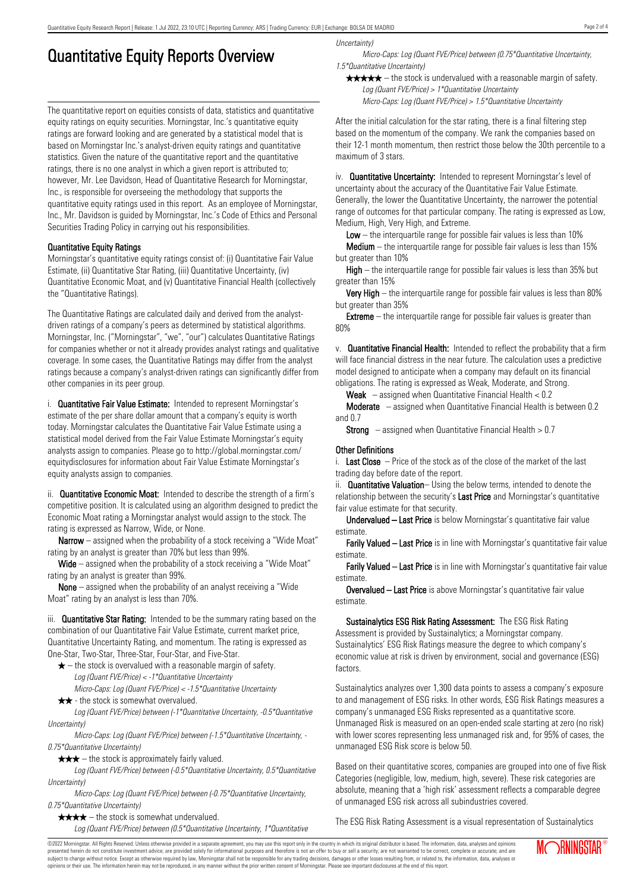# Quantitative Equity Reports Overview

The quantitative report on equities consists of data, statistics and quantitative equity ratings on equity securities. Morningstar, Inc.'s quantitative equity ratings are forward looking and are generated by a statistical model that is based on Morningstar Inc.'s analyst-driven equity ratings and quantitative statistics. Given the nature of the quantitative report and the quantitative ratings, there is no one analyst in which a given report is attributed to; however, Mr. Lee Davidson, Head of Quantitative Research for Morningstar, Inc., is responsible for overseeing the methodology that supports the quantitative equity ratings used in this report. As an employee of Morningstar, Inc., Mr. Davidson is guided by Morningstar, Inc.'s Code of Ethics and Personal Securities Trading Policy in carrying out his responsibilities.

### Quantitative Equity Ratings

Morningstar's quantitative equity ratings consist of: (i) Quantitative Fair Value Estimate, (ii) Quantitative Star Rating, (iii) Quantitative Uncertainty, (iv) Quantitative Economic Moat, and (v) Quantitative Financial Health (collectively the "Quantitative Ratings).

The Quantitative Ratings are calculated daily and derived from the analyst-driven ratings of a company's peers as determined by statistical algorithms. Morningstar, Inc. ("Morningstar", "we", "our") calculates Quantitative Ratings for companies whether or not it already provides analyst ratings and qualitative coverage. In some cases, the Quantitative Ratings may differ from the analyst ratings because a company's analyst-driven ratings can significantly differ from other companies in its peer group.

i. **Quantitative Fair Value Estimate:** Intended to represent Morningstar's estimate of the per share dollar amount that a company's equity is worth today. Morningstar calculates the Quantitative Fair Value Estimate using a statistical model derived from the Fair Value Estimate Morningstar's equity analysts assign to companies. Please go to http://global.morningstar.com/equitydisclosures for information about Fair Value Estimate Morningstar's equity analysts assign to companies.

ii. **Quantitative Economic Moat:** Intended to describe the strength of a firm's competitive position. It is calculated using an algorithm designed to predict the Economic Moat rating a Morningstar analyst would assign to the stock. The rating is expressed as Narrow, Wide, or None.

**Narrow** – assigned when the probability of a stock receiving a "Wide Moat" rating by an analyst is greater than 70% but less than 99%.

**Wide** – assigned when the probability of a stock receiving a "Wide Moat" rating by an analyst is greater than 99%.

**None** – assigned when the probability of an analyst receiving a "Wide Moat" rating by an analyst is less than 70%.

iii. **Quantitative Star Rating:** Intended to be the summary rating based on the combination of our Quantitative Fair Value Estimate, current market price, Quantitative Uncertainty Rating, and momentum. The rating is expressed as One-Star, Two-Star, Three-Star, Four-Star, and Five-Star.

★ – the stock is overvalued with a reasonable margin of safety.
*Log (Quant FVE/Price) < -1\*Quantitative Uncertainty*
*Micro-Caps: Log (Quant FVE/Price) < -1.5\*Quantitative Uncertainty*

★★ - the stock is somewhat overvalued.
*Log (Quant FVE/Price) between (-1\*Quantitative Uncertainty, -0.5\*Quantitative Uncertainty)*
*Micro-Caps: Log (Quant FVE/Price) between (-1.5\*Quantitative Uncertainty, -0.75\*Quantitative Uncertainty)*

★★★ – the stock is approximately fairly valued.
*Log (Quant FVE/Price) between (-0.5\*Quantitative Uncertainty, 0.5\*Quantitative Uncertainty)*
*Micro-Caps: Log (Quant FVE/Price) between (-0.75\*Quantitative Uncertainty, 0.75\*Quantitative Uncertainty)*

★★★★ – the stock is somewhat undervalued.
*Log (Quant FVE/Price) between (0.5\*Quantitative Uncertainty, 1\*Quantitative Uncertainty)*
*Micro-Caps: Log (Quant FVE/Price) between (0.75\*Quantitative Uncertainty, 1.5\*Quantitative Uncertainty)*

★★★★★ – the stock is undervalued with a reasonable margin of safety.
*Log (Quant FVE/Price) > 1\*Quantitative Uncertainty*
*Micro-Caps: Log (Quant FVE/Price) > 1.5\*Quantitative Uncertainty*

After the initial calculation for the star rating, there is a final filtering step based on the momentum of the company. We rank the companies based on their 12-1 month momentum, then restrict those below the 30th percentile to a maximum of 3 stars.

iv. **Quantitative Uncertainty:** Intended to represent Morningstar's level of uncertainty about the accuracy of the Quantitative Fair Value Estimate. Generally, the lower the Quantitative Uncertainty, the narrower the potential range of outcomes for that particular company. The rating is expressed as Low, Medium, High, Very High, and Extreme.

**Low** – the interquartile range for possible fair values is less than 10%

**Medium** – the interquartile range for possible fair values is less than 15% but greater than 10%

**High** – the interquartile range for possible fair values is less than 35% but greater than 15%

**Very High** – the interquartile range for possible fair values is less than 80% but greater than 35%

**Extreme** – the interquartile range for possible fair values is greater than 80%

v. **Quantitative Financial Health:** Intended to reflect the probability that a firm will face financial distress in the near future. The calculation uses a predictive model designed to anticipate when a company may default on its financial obligations. The rating is expressed as Weak, Moderate, and Strong.

**Weak** – assigned when Quantitative Financial Health < 0.2

**Moderate** – assigned when Quantitative Financial Health is between 0.2 and 0.7

**Strong** – assigned when Quantitative Financial Health > 0.7

### Other Definitions

i. **Last Close** – Price of the stock as of the close of the market of the last trading day before date of the report.

ii. **Quantitative Valuation**– Using the below terms, intended to denote the relationship between the security's **Last Price** and Morningstar's quantitative fair value estimate for that security.

**Undervalued – Last Price** is below Morningstar's quantitative fair value estimate.

**Farily Valued – Last Price** is in line with Morningstar's quantitative fair value estimate.

**Farily Valued – Last Price** is in line with Morningstar's quantitative fair value estimate.

**Overvalued – Last Price** is above Morningstar's quantitative fair value estimate.

**Sustainalytics ESG Risk Rating Assessment:** The ESG Risk Rating Assessment is provided by Sustainalytics; a Morningstar company. Sustainalytics' ESG Risk Ratings measure the degree to which company's economic value at risk is driven by environment, social and governance (ESG) factors.

Sustainalytics analyzes over 1,300 data points to assess a company's exposure to and management of ESG risks. In other words, ESG Risk Ratings measures a company's unmanaged ESG Risks represented as a quantitative score. Unmanaged Risk is measured on an open-ended scale starting at zero (no risk) with lower scores representing less unmanaged risk and, for 95% of cases, the unmanaged ESG Risk score is below 50.

Based on their quantitative scores, companies are grouped into one of five Risk Categories (negligible, low, medium, high, severe). These risk categories are absolute, meaning that a 'high risk' assessment reflects a comparable degree of unmanaged ESG risk across all subindustries covered.

The ESG Risk Rating Assessment is a visual representation of Sustainalytics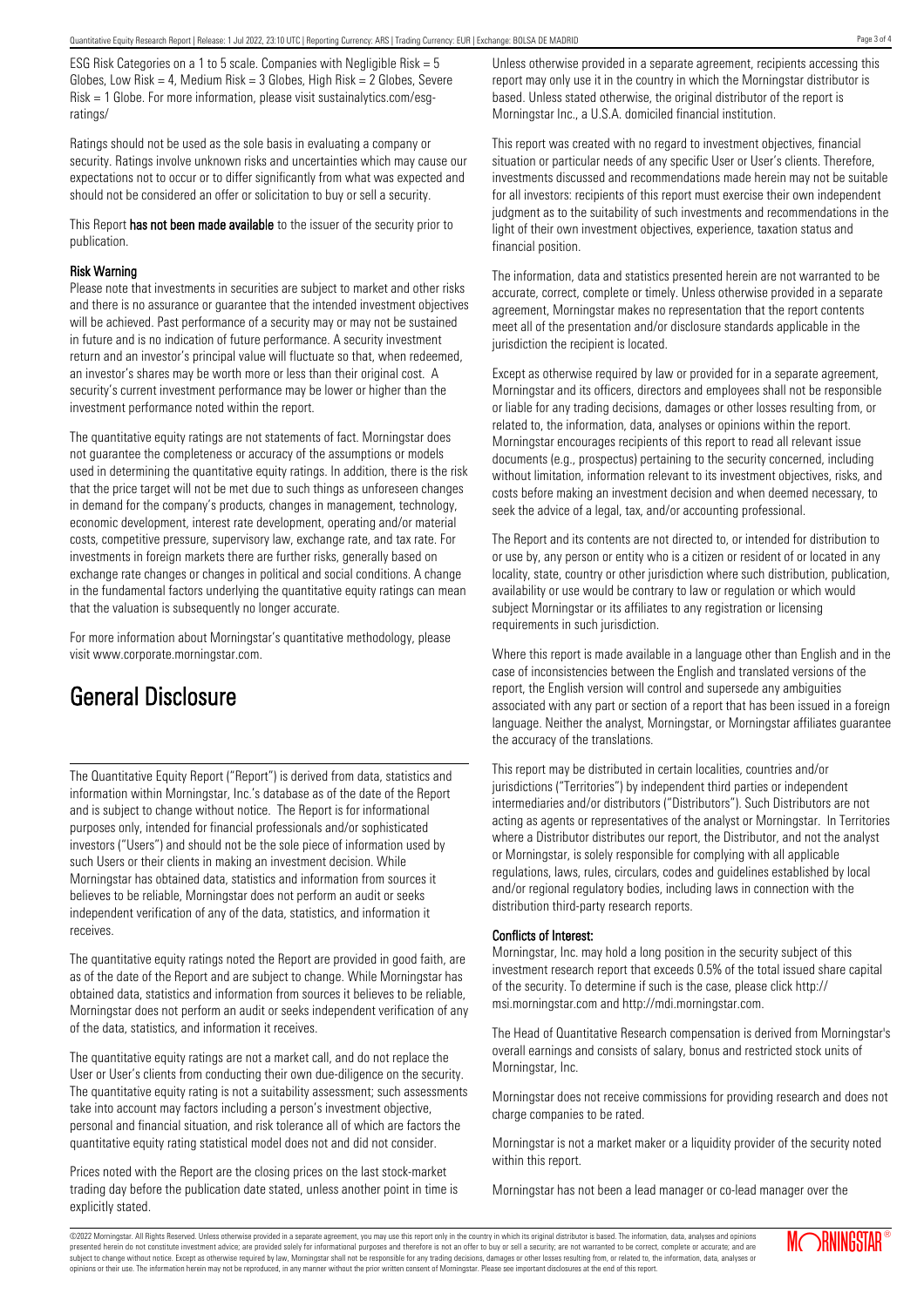ESG Risk Categories on a 1 to 5 scale. Companies with Negligible Risk = 5 Globes, Low Risk = 4, Medium Risk = 3 Globes, High Risk = 2 Globes, Severe Risk = 1 Globe. For more information, please visit sustainalytics.com/esg-ratings/

Ratings should not be used as the sole basis in evaluating a company or security. Ratings involve unknown risks and uncertainties which may cause our expectations not to occur or to differ significantly from what was expected and should not be considered an offer or solicitation to buy or sell a security.

This Report **has not been made available** to the issuer of the security prior to publication.

### Risk Warning

Please note that investments in securities are subject to market and other risks and there is no assurance or guarantee that the intended investment objectives will be achieved. Past performance of a security may or may not be sustained in future and is no indication of future performance. A security investment return and an investor's principal value will fluctuate so that, when redeemed, an investor's shares may be worth more or less than their original cost. A security's current investment performance may be lower or higher than the investment performance noted within the report.

The quantitative equity ratings are not statements of fact. Morningstar does not guarantee the completeness or accuracy of the assumptions or models used in determining the quantitative equity ratings. In addition, there is the risk that the price target will not be met due to such things as unforeseen changes in demand for the company's products, changes in management, technology, economic development, interest rate development, operating and/or material costs, competitive pressure, supervisory law, exchange rate, and tax rate. For investments in foreign markets there are further risks, generally based on exchange rate changes or changes in political and social conditions. A change in the fundamental factors underlying the quantitative equity ratings can mean that the valuation is subsequently no longer accurate.

For more information about Morningstar's quantitative methodology, please visit www.corporate.morningstar.com.

# General Disclosure

The Quantitative Equity Report ("Report") is derived from data, statistics and information within Morningstar, Inc.'s database as of the date of the Report and is subject to change without notice. The Report is for informational purposes only, intended for financial professionals and/or sophisticated investors ("Users") and should not be the sole piece of information used by such Users or their clients in making an investment decision. While Morningstar has obtained data, statistics and information from sources it believes to be reliable, Morningstar does not perform an audit or seeks independent verification of any of the data, statistics, and information it receives.

The quantitative equity ratings noted the Report are provided in good faith, are as of the date of the Report and are subject to change. While Morningstar has obtained data, statistics and information from sources it believes to be reliable, Morningstar does not perform an audit or seeks independent verification of any of the data, statistics, and information it receives.

The quantitative equity ratings are not a market call, and do not replace the User or User's clients from conducting their own due-diligence on the security. The quantitative equity rating is not a suitability assessment; such assessments take into account may factors including a person's investment objective, personal and financial situation, and risk tolerance all of which are factors the quantitative equity rating statistical model does not and did not consider.

Prices noted with the Report are the closing prices on the last stock-market trading day before the publication date stated, unless another point in time is explicitly stated.

Unless otherwise provided in a separate agreement, recipients accessing this report may only use it in the country in which the Morningstar distributor is based. Unless stated otherwise, the original distributor of the report is Morningstar Inc., a U.S.A. domiciled financial institution.

This report was created with no regard to investment objectives, financial situation or particular needs of any specific User or User's clients. Therefore, investments discussed and recommendations made herein may not be suitable for all investors: recipients of this report must exercise their own independent judgment as to the suitability of such investments and recommendations in the light of their own investment objectives, experience, taxation status and financial position.

The information, data and statistics presented herein are not warranted to be accurate, correct, complete or timely. Unless otherwise provided in a separate agreement, Morningstar makes no representation that the report contents meet all of the presentation and/or disclosure standards applicable in the jurisdiction the recipient is located.

Except as otherwise required by law or provided for in a separate agreement, Morningstar and its officers, directors and employees shall not be responsible or liable for any trading decisions, damages or other losses resulting from, or related to, the information, data, analyses or opinions within the report. Morningstar encourages recipients of this report to read all relevant issue documents (e.g., prospectus) pertaining to the security concerned, including without limitation, information relevant to its investment objectives, risks, and costs before making an investment decision and when deemed necessary, to seek the advice of a legal, tax, and/or accounting professional.

The Report and its contents are not directed to, or intended for distribution to or use by, any person or entity who is a citizen or resident of or located in any locality, state, country or other jurisdiction where such distribution, publication, availability or use would be contrary to law or regulation or which would subject Morningstar or its affiliates to any registration or licensing requirements in such jurisdiction.

Where this report is made available in a language other than English and in the case of inconsistencies between the English and translated versions of the report, the English version will control and supersede any ambiguities associated with any part or section of a report that has been issued in a foreign language. Neither the analyst, Morningstar, or Morningstar affiliates guarantee the accuracy of the translations.

This report may be distributed in certain localities, countries and/or jurisdictions ("Territories") by independent third parties or independent intermediaries and/or distributors ("Distributors"). Such Distributors are not acting as agents or representatives of the analyst or Morningstar. In Territories where a Distributor distributes our report, the Distributor, and not the analyst or Morningstar, is solely responsible for complying with all applicable regulations, laws, rules, circulars, codes and guidelines established by local and/or regional regulatory bodies, including laws in connection with the distribution third-party research reports.

### Conflicts of Interest:

Morningstar, Inc. may hold a long position in the security subject of this investment research report that exceeds 0.5% of the total issued share capital of the security. To determine if such is the case, please click http://msi.morningstar.com and http://mdi.morningstar.com.

The Head of Quantitative Research compensation is derived from Morningstar's overall earnings and consists of salary, bonus and restricted stock units of Morningstar, Inc.

Morningstar does not receive commissions for providing research and does not charge companies to be rated.

Morningstar is not a market maker or a liquidity provider of the security noted within this report.

Morningstar has not been a lead manager or co-lead manager over the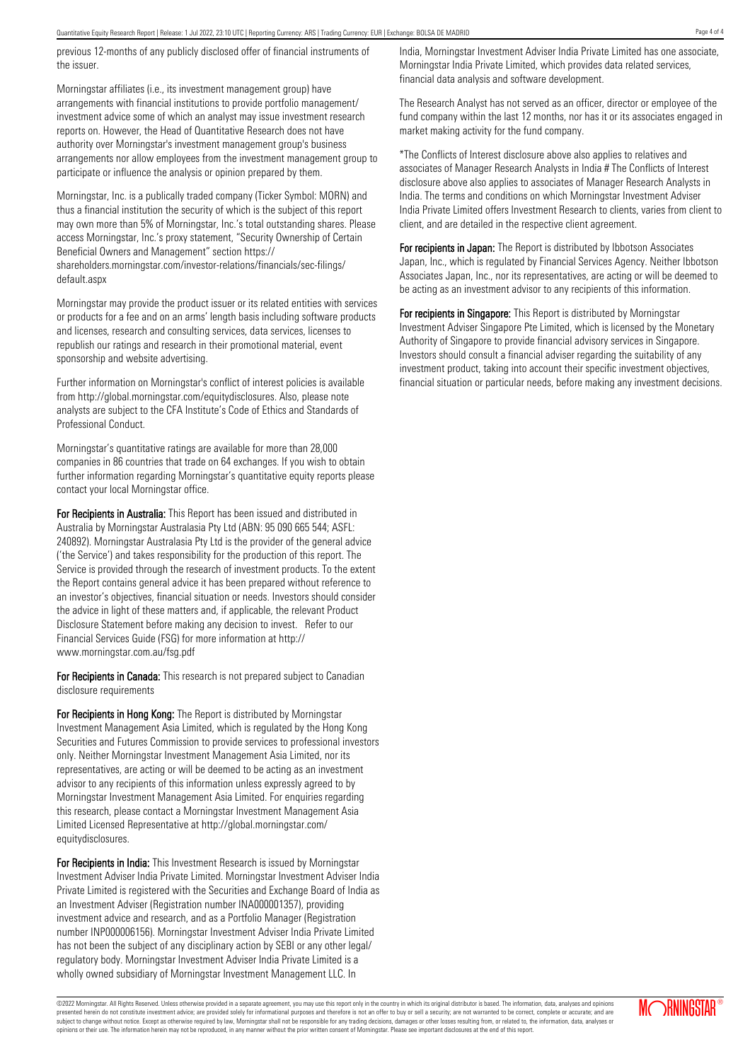previous 12-months of any publicly disclosed offer of financial instruments of the issuer.

Morningstar affiliates (i.e., its investment management group) have arrangements with financial institutions to provide portfolio management/ investment advice some of which an analyst may issue investment research reports on. However, the Head of Quantitative Research does not have authority over Morningstar's investment management group's business arrangements nor allow employees from the investment management group to participate or influence the analysis or opinion prepared by them.

Morningstar, Inc. is a publically traded company (Ticker Symbol: MORN) and thus a financial institution the security of which is the subject of this report may own more than 5% of Morningstar, Inc.'s total outstanding shares. Please access Morningstar, Inc.'s proxy statement, "Security Ownership of Certain Beneficial Owners and Management" section https://shareholders.morningstar.com/investor-relations/financials/sec-filings/default.aspx

Morningstar may provide the product issuer or its related entities with services or products for a fee and on an arms' length basis including software products and licenses, research and consulting services, data services, licenses to republish our ratings and research in their promotional material, event sponsorship and website advertising.

Further information on Morningstar's conflict of interest policies is available from http://global.morningstar.com/equitydisclosures. Also, please note analysts are subject to the CFA Institute's Code of Ethics and Standards of Professional Conduct.

Morningstar's quantitative ratings are available for more than 28,000 companies in 86 countries that trade on 64 exchanges. If you wish to obtain further information regarding Morningstar's quantitative equity reports please contact your local Morningstar office.

**For Recipients in Australia:** This Report has been issued and distributed in Australia by Morningstar Australasia Pty Ltd (ABN: 95 090 665 544; ASFL: 240892). Morningstar Australasia Pty Ltd is the provider of the general advice ('the Service') and takes responsibility for the production of this report. The Service is provided through the research of investment products. To the extent the Report contains general advice it has been prepared without reference to an investor's objectives, financial situation or needs. Investors should consider the advice in light of these matters and, if applicable, the relevant Product Disclosure Statement before making any decision to invest. Refer to our Financial Services Guide (FSG) for more information at http://www.morningstar.com.au/fsg.pdf

**For Recipients in Canada:** This research is not prepared subject to Canadian disclosure requirements

**For Recipients in Hong Kong:** The Report is distributed by Morningstar Investment Management Asia Limited, which is regulated by the Hong Kong Securities and Futures Commission to provide services to professional investors only. Neither Morningstar Investment Management Asia Limited, nor its representatives, are acting or will be deemed to be acting as an investment advisor to any recipients of this information unless expressly agreed to by Morningstar Investment Management Asia Limited. For enquiries regarding this research, please contact a Morningstar Investment Management Asia Limited Licensed Representative at http://global.morningstar.com/equitydisclosures.

**For Recipients in India:** This Investment Research is issued by Morningstar Investment Adviser India Private Limited. Morningstar Investment Adviser India Private Limited is registered with the Securities and Exchange Board of India as an Investment Adviser (Registration number INA000001357), providing investment advice and research, and as a Portfolio Manager (Registration number INP000006156). Morningstar Investment Adviser India Private Limited has not been the subject of any disciplinary action by SEBI or any other legal/ regulatory body. Morningstar Investment Adviser India Private Limited is a wholly owned subsidiary of Morningstar Investment Management LLC. In India, Morningstar Investment Adviser India Private Limited has one associate, Morningstar India Private Limited, which provides data related services, financial data analysis and software development.

The Research Analyst has not served as an officer, director or employee of the fund company within the last 12 months, nor has it or its associates engaged in market making activity for the fund company.

*The Conflicts of Interest disclosure above also applies to relatives and associates of Manager Research Analysts in India # The Conflicts of Interest disclosure above also applies to associates of Manager Research Analysts in India. The terms and conditions on which Morningstar Investment Adviser India Private Limited offers Investment Research to clients, varies from client to client, and are detailed in the respective client agreement.

**For recipients in Japan:** The Report is distributed by Ibbotson Associates Japan, Inc., which is regulated by Financial Services Agency. Neither Ibbotson Associates Japan, Inc., nor its representatives, are acting or will be deemed to be acting as an investment advisor to any recipients of this information.

**For recipients in Singapore:** This Report is distributed by Morningstar Investment Adviser Singapore Pte Limited, which is licensed by the Monetary Authority of Singapore to provide financial advisory services in Singapore. Investors should consult a financial adviser regarding the suitability of any investment product, taking into account their specific investment objectives, financial situation or particular needs, before making any investment decisions.

©2022 Morningstar. All Rights Reserved. Unless otherwise provided in a separate agreement, you may use this report only in the country in which its original distributor is based. The information, data, analyses and opinions presented herein do not constitute investment advice; are provided solely for informational purposes and therefore is not an offer to buy or sell a security; are not warranted to be correct, complete or accurate; and are subject to change without notice. Except as otherwise required by law, Morningstar shall not be responsible for any trading decisions, damages or other losses resulting from, or related to, the information, data, analyses or opinions or their use. The information herein may not be reproduced, in any manner without the prior written consent of Morningstar. Please see important disclosures at the end of this report.